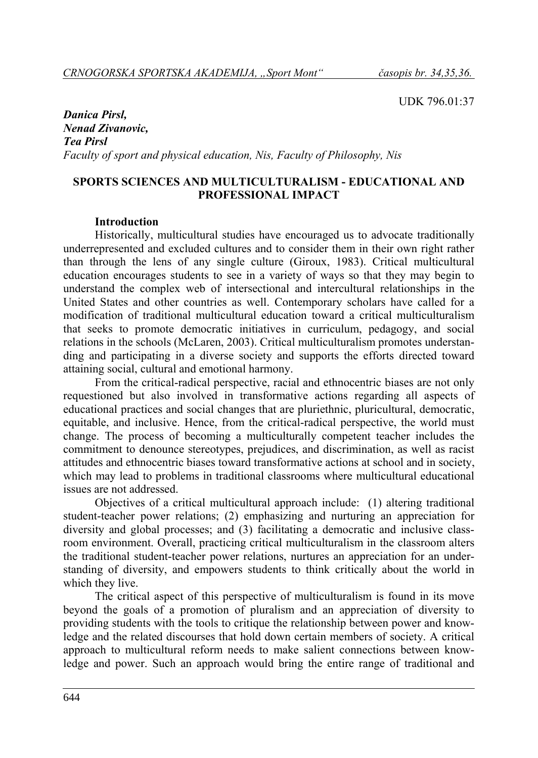UDK 796.01:37

***Danica Pirsl,***
***Nenad Zivanovic,***
***Tea Pirsl***
*Faculty of sport and physical education, Nis, Faculty of Philosophy, Nis*

# SPORTS SCIENCES AND MULTICULTURALISM - EDUCATIONAL AND PROFESSIONAL IMPACT

## Introduction

Historically, multicultural studies have encouraged us to advocate traditionally underrepresented and excluded cultures and to consider them in their own right rather than through the lens of any single culture (Giroux, 1983). Critical multicultural education encourages students to see in a variety of ways so that they may begin to understand the complex web of intersectional and intercultural relationships in the United States and other countries as well. Contemporary scholars have called for a modification of traditional multicultural education toward a critical multiculturalism that seeks to promote democratic initiatives in curriculum, pedagogy, and social relations in the schools (McLaren, 2003). Critical multiculturalism promotes understanding and participating in a diverse society and supports the efforts directed toward attaining social, cultural and emotional harmony.

From the critical-radical perspective, racial and ethnocentric biases are not only requestioned but also involved in transformative actions regarding all aspects of educational practices and social changes that are pluriethnic, pluricultural, democratic, equitable, and inclusive. Hence, from the critical-radical perspective, the world must change. The process of becoming a multiculturally competent teacher includes the commitment to denounce stereotypes, prejudices, and discrimination, as well as racist attitudes and ethnocentric biases toward transformative actions at school and in society, which may lead to problems in traditional classrooms where multicultural educational issues are not addressed.

Objectives of a critical multicultural approach include: (1) altering traditional student-teacher power relations; (2) emphasizing and nurturing an appreciation for diversity and global processes; and (3) facilitating a democratic and inclusive classroom environment. Overall, practicing critical multiculturalism in the classroom alters the traditional student-teacher power relations, nurtures an appreciation for an understanding of diversity, and empowers students to think critically about the world in which they live.

The critical aspect of this perspective of multiculturalism is found in its move beyond the goals of a promotion of pluralism and an appreciation of diversity to providing students with the tools to critique the relationship between power and knowledge and the related discourses that hold down certain members of society. A critical approach to multicultural reform needs to make salient connections between knowledge and power. Such an approach would bring the entire range of traditional and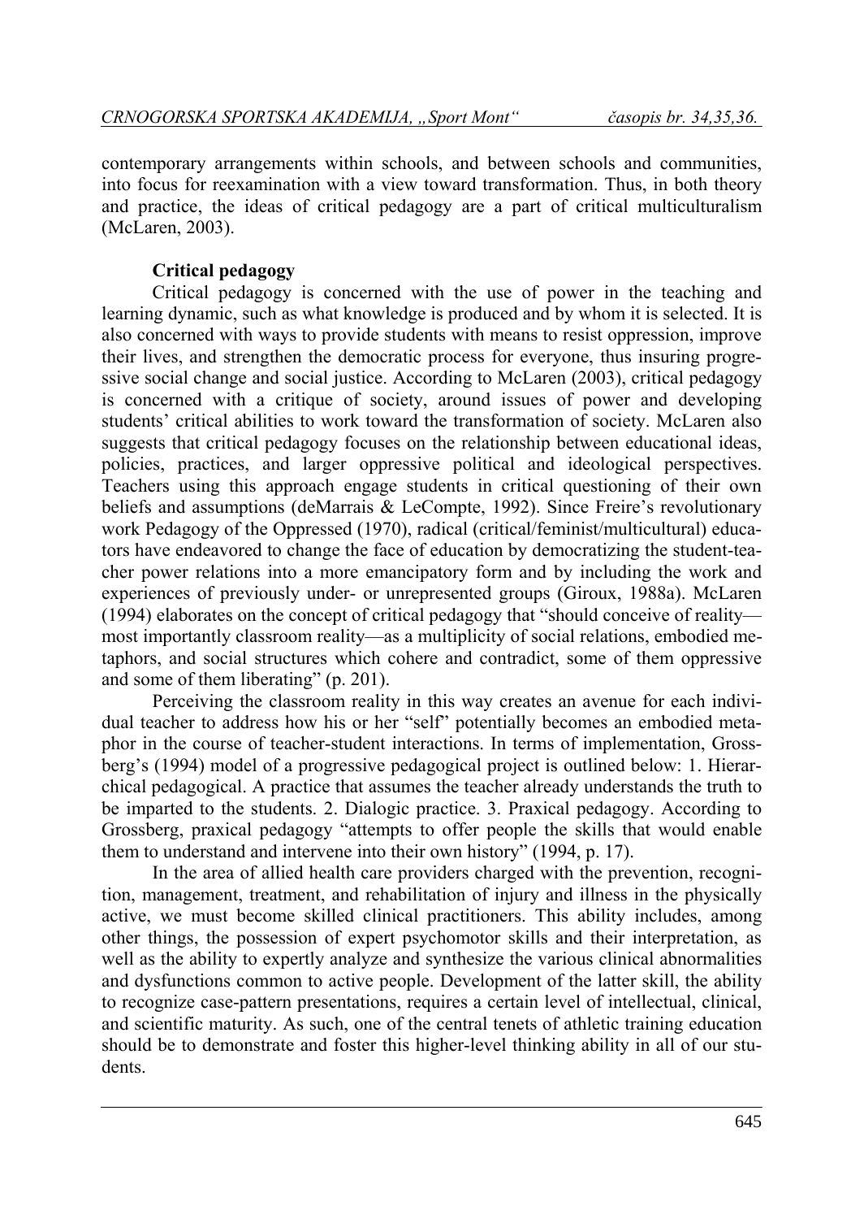contemporary arrangements within schools, and between schools and communities, into focus for reexamination with a view toward transformation. Thus, in both theory and practice, the ideas of critical pedagogy are a part of critical multiculturalism (McLaren, 2003).

### Critical pedagogy

Critical pedagogy is concerned with the use of power in the teaching and learning dynamic, such as what knowledge is produced and by whom it is selected. It is also concerned with ways to provide students with means to resist oppression, improve their lives, and strengthen the democratic process for everyone, thus insuring progressive social change and social justice. According to McLaren (2003), critical pedagogy is concerned with a critique of society, around issues of power and developing students' critical abilities to work toward the transformation of society. McLaren also suggests that critical pedagogy focuses on the relationship between educational ideas, policies, practices, and larger oppressive political and ideological perspectives. Teachers using this approach engage students in critical questioning of their own beliefs and assumptions (deMarrais & LeCompte, 1992). Since Freire's revolutionary work Pedagogy of the Oppressed (1970), radical (critical/feminist/multicultural) educators have endeavored to change the face of education by democratizing the student-teacher power relations into a more emancipatory form and by including the work and experiences of previously under- or unrepresented groups (Giroux, 1988a). McLaren (1994) elaborates on the concept of critical pedagogy that "should conceive of reality—most importantly classroom reality—as a multiplicity of social relations, embodied metaphors, and social structures which cohere and contradict, some of them oppressive and some of them liberating" (p. 201).

Perceiving the classroom reality in this way creates an avenue for each individual teacher to address how his or her "self" potentially becomes an embodied metaphor in the course of teacher-student interactions. In terms of implementation, Grossberg's (1994) model of a progressive pedagogical project is outlined below: 1. Hierarchical pedagogical. A practice that assumes the teacher already understands the truth to be imparted to the students. 2. Dialogic practice. 3. Praxical pedagogy. According to Grossberg, praxical pedagogy "attempts to offer people the skills that would enable them to understand and intervene into their own history" (1994, p. 17).

In the area of allied health care providers charged with the prevention, recognition, management, treatment, and rehabilitation of injury and illness in the physically active, we must become skilled clinical practitioners. This ability includes, among other things, the possession of expert psychomotor skills and their interpretation, as well as the ability to expertly analyze and synthesize the various clinical abnormalities and dysfunctions common to active people. Development of the latter skill, the ability to recognize case-pattern presentations, requires a certain level of intellectual, clinical, and scientific maturity. As such, one of the central tenets of athletic training education should be to demonstrate and foster this higher-level thinking ability in all of our students.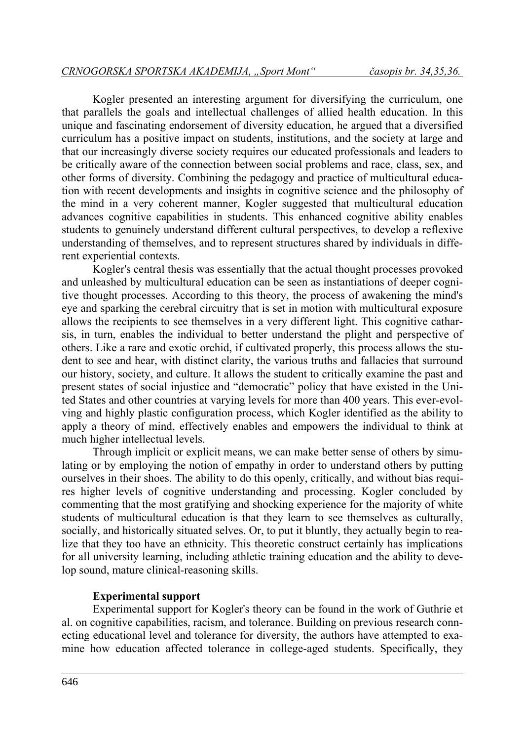Kogler presented an interesting argument for diversifying the curriculum, one that parallels the goals and intellectual challenges of allied health education. In this unique and fascinating endorsement of diversity education, he argued that a diversified curriculum has a positive impact on students, institutions, and the society at large and that our increasingly diverse society requires our educated professionals and leaders to be critically aware of the connection between social problems and race, class, sex, and other forms of diversity. Combining the pedagogy and practice of multicultural education with recent developments and insights in cognitive science and the philosophy of the mind in a very coherent manner, Kogler suggested that multicultural education advances cognitive capabilities in students. This enhanced cognitive ability enables students to genuinely understand different cultural perspectives, to develop a reflexive understanding of themselves, and to represent structures shared by individuals in different experiential contexts.

Kogler's central thesis was essentially that the actual thought processes provoked and unleashed by multicultural education can be seen as instantiations of deeper cognitive thought processes. According to this theory, the process of awakening the mind's eye and sparking the cerebral circuitry that is set in motion with multicultural exposure allows the recipients to see themselves in a very different light. This cognitive catharsis, in turn, enables the individual to better understand the plight and perspective of others. Like a rare and exotic orchid, if cultivated properly, this process allows the student to see and hear, with distinct clarity, the various truths and fallacies that surround our history, society, and culture. It allows the student to critically examine the past and present states of social injustice and "democratic" policy that have existed in the United States and other countries at varying levels for more than 400 years. This ever-evolving and highly plastic configuration process, which Kogler identified as the ability to apply a theory of mind, effectively enables and empowers the individual to think at much higher intellectual levels.

Through implicit or explicit means, we can make better sense of others by simulating or by employing the notion of empathy in order to understand others by putting ourselves in their shoes. The ability to do this openly, critically, and without bias requires higher levels of cognitive understanding and processing. Kogler concluded by commenting that the most gratifying and shocking experience for the majority of white students of multicultural education is that they learn to see themselves as culturally, socially, and historically situated selves. Or, to put it bluntly, they actually begin to realize that they too have an ethnicity. This theoretic construct certainly has implications for all university learning, including athletic training education and the ability to develop sound, mature clinical-reasoning skills.

**Experimental support**

Experimental support for Kogler's theory can be found in the work of Guthrie et al. on cognitive capabilities, racism, and tolerance. Building on previous research connecting educational level and tolerance for diversity, the authors have attempted to examine how education affected tolerance in college-aged students. Specifically, they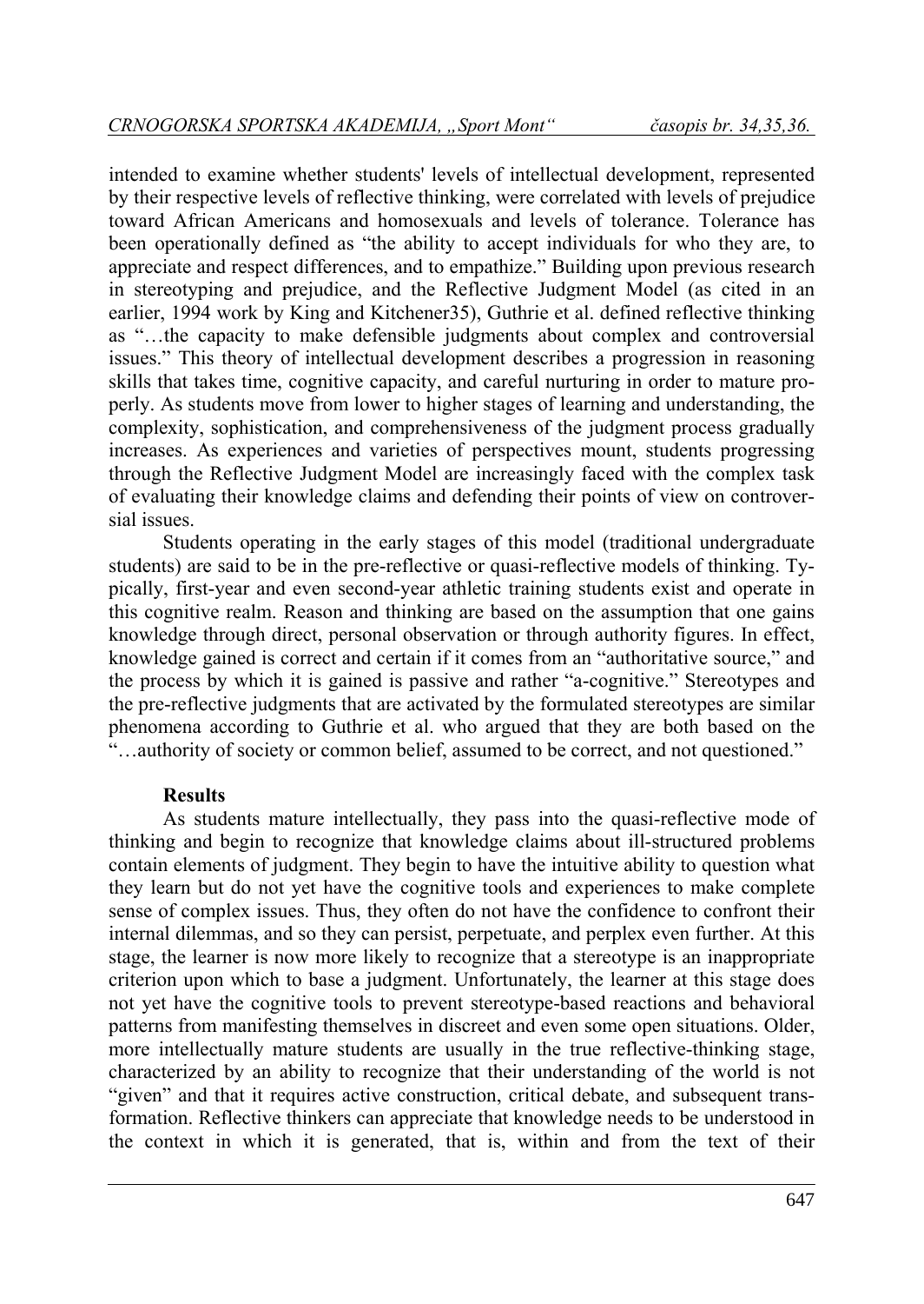intended to examine whether students' levels of intellectual development, represented by their respective levels of reflective thinking, were correlated with levels of prejudice toward African Americans and homosexuals and levels of tolerance. Tolerance has been operationally defined as "the ability to accept individuals for who they are, to appreciate and respect differences, and to empathize." Building upon previous research in stereotyping and prejudice, and the Reflective Judgment Model (as cited in an earlier, 1994 work by King and Kitchener35), Guthrie et al. defined reflective thinking as "…the capacity to make defensible judgments about complex and controversial issues." This theory of intellectual development describes a progression in reasoning skills that takes time, cognitive capacity, and careful nurturing in order to mature properly. As students move from lower to higher stages of learning and understanding, the complexity, sophistication, and comprehensiveness of the judgment process gradually increases. As experiences and varieties of perspectives mount, students progressing through the Reflective Judgment Model are increasingly faced with the complex task of evaluating their knowledge claims and defending their points of view on controversial issues.

Students operating in the early stages of this model (traditional undergraduate students) are said to be in the pre-reflective or quasi-reflective models of thinking. Typically, first-year and even second-year athletic training students exist and operate in this cognitive realm. Reason and thinking are based on the assumption that one gains knowledge through direct, personal observation or through authority figures. In effect, knowledge gained is correct and certain if it comes from an "authoritative source," and the process by which it is gained is passive and rather "a-cognitive." Stereotypes and the pre-reflective judgments that are activated by the formulated stereotypes are similar phenomena according to Guthrie et al. who argued that they are both based on the "…authority of society or common belief, assumed to be correct, and not questioned."

**Results**

As students mature intellectually, they pass into the quasi-reflective mode of thinking and begin to recognize that knowledge claims about ill-structured problems contain elements of judgment. They begin to have the intuitive ability to question what they learn but do not yet have the cognitive tools and experiences to make complete sense of complex issues. Thus, they often do not have the confidence to confront their internal dilemmas, and so they can persist, perpetuate, and perplex even further. At this stage, the learner is now more likely to recognize that a stereotype is an inappropriate criterion upon which to base a judgment. Unfortunately, the learner at this stage does not yet have the cognitive tools to prevent stereotype-based reactions and behavioral patterns from manifesting themselves in discreet and even some open situations. Older, more intellectually mature students are usually in the true reflective-thinking stage, characterized by an ability to recognize that their understanding of the world is not "given" and that it requires active construction, critical debate, and subsequent transformation. Reflective thinkers can appreciate that knowledge needs to be understood in the context in which it is generated, that is, within and from the text of their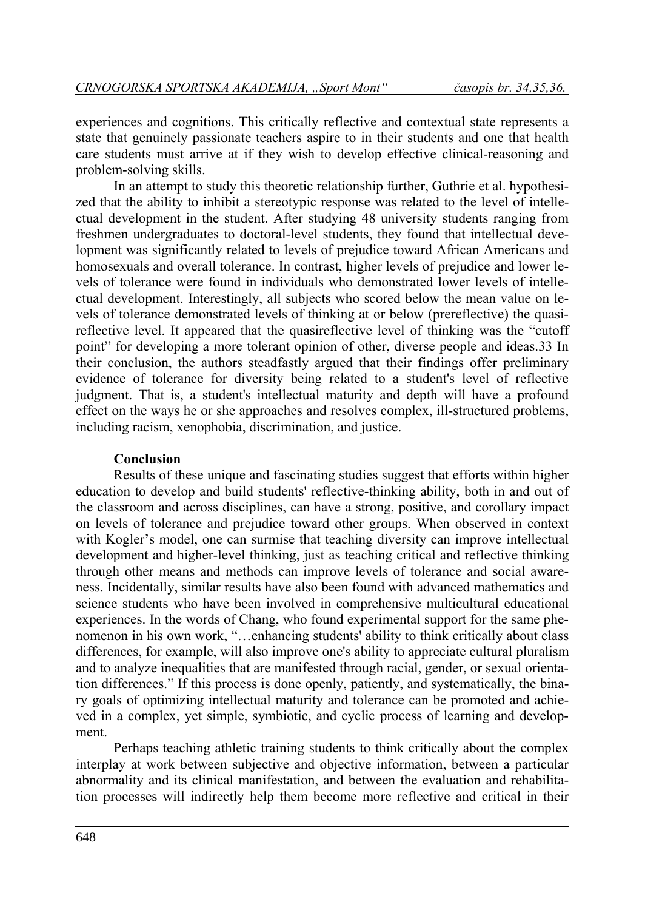experiences and cognitions. This critically reflective and contextual state represents a state that genuinely passionate teachers aspire to in their students and one that health care students must arrive at if they wish to develop effective clinical-reasoning and problem-solving skills.

In an attempt to study this theoretic relationship further, Guthrie et al. hypothesized that the ability to inhibit a stereotypic response was related to the level of intellectual development in the student. After studying 48 university students ranging from freshmen undergraduates to doctoral-level students, they found that intellectual development was significantly related to levels of prejudice toward African Americans and homosexuals and overall tolerance. In contrast, higher levels of prejudice and lower levels of tolerance were found in individuals who demonstrated lower levels of intellectual development. Interestingly, all subjects who scored below the mean value on levels of tolerance demonstrated levels of thinking at or below (prereflective) the quasireflective level. It appeared that the quasireflective level of thinking was the "cutoff point" for developing a more tolerant opinion of other, diverse people and ideas.33 In their conclusion, the authors steadfastly argued that their findings offer preliminary evidence of tolerance for diversity being related to a student's level of reflective judgment. That is, a student's intellectual maturity and depth will have a profound effect on the ways he or she approaches and resolves complex, ill-structured problems, including racism, xenophobia, discrimination, and justice.

**Conclusion**

Results of these unique and fascinating studies suggest that efforts within higher education to develop and build students' reflective-thinking ability, both in and out of the classroom and across disciplines, can have a strong, positive, and corollary impact on levels of tolerance and prejudice toward other groups. When observed in context with Kogler's model, one can surmise that teaching diversity can improve intellectual development and higher-level thinking, just as teaching critical and reflective thinking through other means and methods can improve levels of tolerance and social awareness. Incidentally, similar results have also been found with advanced mathematics and science students who have been involved in comprehensive multicultural educational experiences. In the words of Chang, who found experimental support for the same phenomenon in his own work, "…enhancing students' ability to think critically about class differences, for example, will also improve one's ability to appreciate cultural pluralism and to analyze inequalities that are manifested through racial, gender, or sexual orientation differences." If this process is done openly, patiently, and systematically, the binary goals of optimizing intellectual maturity and tolerance can be promoted and achieved in a complex, yet simple, symbiotic, and cyclic process of learning and development.

Perhaps teaching athletic training students to think critically about the complex interplay at work between subjective and objective information, between a particular abnormality and its clinical manifestation, and between the evaluation and rehabilitation processes will indirectly help them become more reflective and critical in their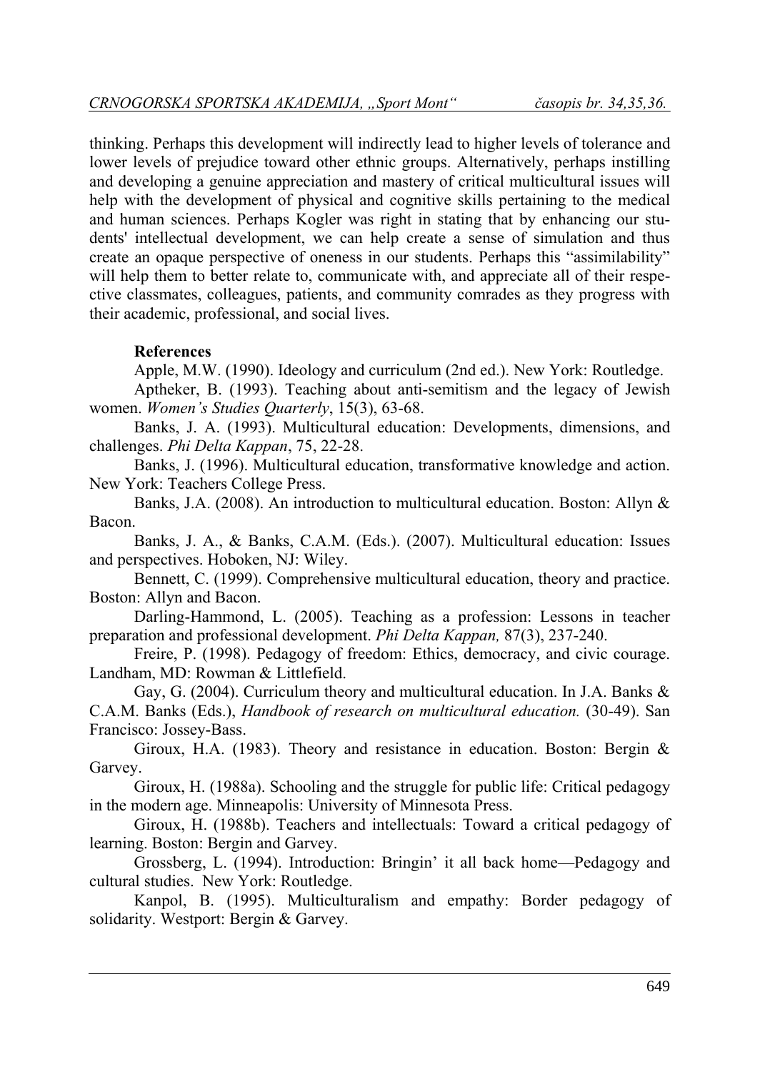thinking. Perhaps this development will indirectly lead to higher levels of tolerance and lower levels of prejudice toward other ethnic groups. Alternatively, perhaps instilling and developing a genuine appreciation and mastery of critical multicultural issues will help with the development of physical and cognitive skills pertaining to the medical and human sciences. Perhaps Kogler was right in stating that by enhancing our students' intellectual development, we can help create a sense of simulation and thus create an opaque perspective of oneness in our students. Perhaps this "assimilability" will help them to better relate to, communicate with, and appreciate all of their respective classmates, colleagues, patients, and community comrades as they progress with their academic, professional, and social lives.

**References**

Apple, M.W. (1990). Ideology and curriculum (2nd ed.). New York: Routledge.

Aptheker, B. (1993). Teaching about anti-semitism and the legacy of Jewish women. *Women's Studies Quarterly*, 15(3), 63-68.

Banks, J. A. (1993). Multicultural education: Developments, dimensions, and challenges. *Phi Delta Kappan*, 75, 22-28.

Banks, J. (1996). Multicultural education, transformative knowledge and action. New York: Teachers College Press.

Banks, J.A. (2008). An introduction to multicultural education. Boston: Allyn & Bacon.

Banks, J. A., & Banks, C.A.M. (Eds.). (2007). Multicultural education: Issues and perspectives. Hoboken, NJ: Wiley.

Bennett, C. (1999). Comprehensive multicultural education, theory and practice. Boston: Allyn and Bacon.

Darling-Hammond, L. (2005). Teaching as a profession: Lessons in teacher preparation and professional development. *Phi Delta Kappan,* 87(3), 237-240.

Freire, P. (1998). Pedagogy of freedom: Ethics, democracy, and civic courage. Landham, MD: Rowman & Littlefield.

Gay, G. (2004). Curriculum theory and multicultural education. In J.A. Banks & C.A.M. Banks (Eds.), *Handbook of research on multicultural education.* (30-49). San Francisco: Jossey-Bass.

Giroux, H.A. (1983). Theory and resistance in education. Boston: Bergin & Garvey.

Giroux, H. (1988a). Schooling and the struggle for public life: Critical pedagogy in the modern age. Minneapolis: University of Minnesota Press.

Giroux, H. (1988b). Teachers and intellectuals: Toward a critical pedagogy of learning. Boston: Bergin and Garvey.

Grossberg, L. (1994). Introduction: Bringin' it all back home—Pedagogy and cultural studies. New York: Routledge.

Kanpol, B. (1995). Multiculturalism and empathy: Border pedagogy of solidarity. Westport: Bergin & Garvey.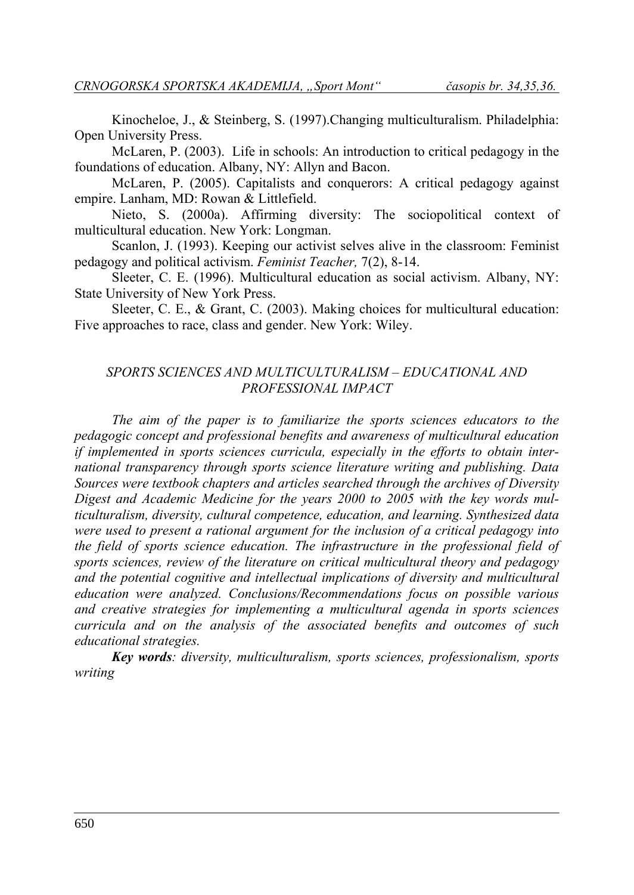Kinocheloe, J., & Steinberg, S. (1997).Changing multiculturalism. Philadelphia: Open University Press.

McLaren, P. (2003). Life in schools: An introduction to critical pedagogy in the foundations of education. Albany, NY: Allyn and Bacon.

McLaren, P. (2005). Capitalists and conquerors: A critical pedagogy against empire. Lanham, MD: Rowan & Littlefield.

Nieto, S. (2000a). Affirming diversity: The sociopolitical context of multicultural education. New York: Longman.

Scanlon, J. (1993). Keeping our activist selves alive in the classroom: Feminist pedagogy and political activism. *Feminist Teacher,* 7(2), 8-14.

Sleeter, C. E. (1996). Multicultural education as social activism. Albany, NY: State University of New York Press.

Sleeter, C. E., & Grant, C. (2003). Making choices for multicultural education: Five approaches to race, class and gender. New York: Wiley.

## *SPORTS SCIENCES AND MULTICULTURALISM – EDUCATIONAL AND PROFESSIONAL IMPACT*

*The aim of the paper is to familiarize the sports sciences educators to the pedagogic concept and professional benefits and awareness of multicultural education if implemented in sports sciences curricula, especially in the efforts to obtain international transparency through sports science literature writing and publishing. Data Sources were textbook chapters and articles searched through the archives of Diversity Digest and Academic Medicine for the years 2000 to 2005 with the key words multiculturalism, diversity, cultural competence, education, and learning. Synthesized data were used to present a rational argument for the inclusion of a critical pedagogy into the field of sports science education. The infrastructure in the professional field of sports sciences, review of the literature on critical multicultural theory and pedagogy and the potential cognitive and intellectual implications of diversity and multicultural education were analyzed. Conclusions/Recommendations focus on possible various and creative strategies for implementing a multicultural agenda in sports sciences curricula and on the analysis of the associated benefits and outcomes of such educational strategies.*

***Key words****: diversity, multiculturalism, sports sciences, professionalism, sports writing*